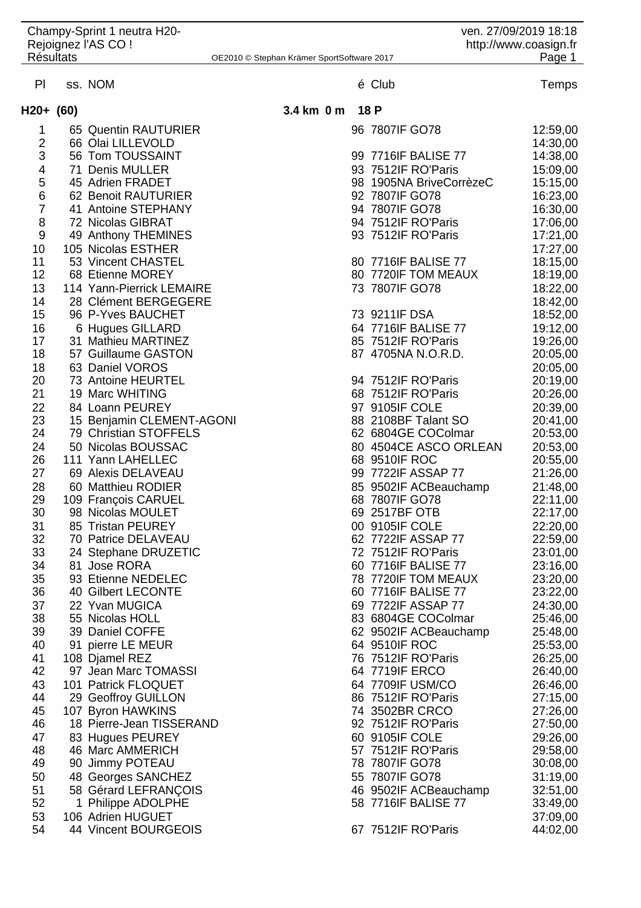Champy-Sprint 1 neutra H20-
Rejoignez l'AS CO !
Résultats

OE2010 © Stephan Krämer SportSoftware 2017

ven. 27/09/2019 18:18
http://www.coasign.fr

## H20+ (60) — 3.4 km 0 m — 18 P

| Pl | ss. | NOM | é | Club | Temps |
|---|---|---|---|---|---|
| 1 | 65 | Quentin RAUTURIER | 96 | 7807IF GO78 | 12:59,00 |
| 2 | 66 | Olai LILLEVOLD | | | 14:30,00 |
| 3 | 56 | Tom TOUSSAINT | 99 | 7716IF BALISE 77 | 14:38,00 |
| 4 | 71 | Denis MULLER | 93 | 7512IF RO'Paris | 15:09,00 |
| 5 | 45 | Adrien FRADET | 98 | 1905NA BriveCorrèzeC | 15:15,00 |
| 6 | 62 | Benoit RAUTURIER | 92 | 7807IF GO78 | 16:23,00 |
| 7 | 41 | Antoine STEPHANY | 94 | 7807IF GO78 | 16:30,00 |
| 8 | 72 | Nicolas GIBRAT | 94 | 7512IF RO'Paris | 17:06,00 |
| 9 | 49 | Anthony THEMINES | 93 | 7512IF RO'Paris | 17:21,00 |
| 10 | 105 | Nicolas ESTHER | | | 17:27,00 |
| 11 | 53 | Vincent CHASTEL | 80 | 7716IF BALISE 77 | 18:15,00 |
| 12 | 68 | Etienne MOREY | 80 | 7720IF TOM MEAUX | 18:19,00 |
| 13 | 114 | Yann-Pierrick LEMAIRE | 73 | 7807IF GO78 | 18:22,00 |
| 14 | 28 | Clément BERGEGERE | | | 18:42,00 |
| 15 | 96 | P-Yves BAUCHET | 73 | 9211IF DSA | 18:52,00 |
| 16 | 6 | Hugues GILLARD | 64 | 7716IF BALISE 77 | 19:12,00 |
| 17 | 31 | Mathieu MARTINEZ | 85 | 7512IF RO'Paris | 19:26,00 |
| 18 | 57 | Guillaume GASTON | 87 | 4705NA N.O.R.D. | 20:05,00 |
| 18 | 63 | Daniel VOROS | | | 20:05,00 |
| 20 | 73 | Antoine HEURTEL | 94 | 7512IF RO'Paris | 20:19,00 |
| 21 | 19 | Marc WHITING | 68 | 7512IF RO'Paris | 20:26,00 |
| 22 | 84 | Loann PEUREY | 97 | 9105IF COLE | 20:39,00 |
| 23 | 15 | Benjamin CLEMENT-AGONI | 88 | 2108BF Talant SO | 20:41,00 |
| 24 | 79 | Christian STOFFELS | 62 | 6804GE COColmar | 20:53,00 |
| 24 | 50 | Nicolas BOUSSAC | 80 | 4504CE ASCO ORLEAN | 20:53,00 |
| 26 | 111 | Yann LAHELLEC | 68 | 9510IF ROC | 20:55,00 |
| 27 | 69 | Alexis DELAVEAU | 99 | 7722IF ASSAP 77 | 21:26,00 |
| 28 | 60 | Matthieu RODIER | 85 | 9502IF ACBeauchamp | 21:48,00 |
| 29 | 109 | François CARUEL | 68 | 7807IF GO78 | 22:11,00 |
| 30 | 98 | Nicolas MOULET | 69 | 2517BF OTB | 22:17,00 |
| 31 | 85 | Tristan PEUREY | 00 | 9105IF COLE | 22:20,00 |
| 32 | 70 | Patrice DELAVEAU | 62 | 7722IF ASSAP 77 | 22:59,00 |
| 33 | 24 | Stephane DRUZETIC | 72 | 7512IF RO'Paris | 23:01,00 |
| 34 | 81 | Jose RORA | 60 | 7716IF BALISE 77 | 23:16,00 |
| 35 | 93 | Etienne NEDELEC | 78 | 7720IF TOM MEAUX | 23:20,00 |
| 36 | 40 | Gilbert LECONTE | 60 | 7716IF BALISE 77 | 23:22,00 |
| 37 | 22 | Yvan MUGICA | 69 | 7722IF ASSAP 77 | 24:30,00 |
| 38 | 55 | Nicolas HOLL | 83 | 6804GE COColmar | 25:46,00 |
| 39 | 39 | Daniel COFFE | 62 | 9502IF ACBeauchamp | 25:48,00 |
| 40 | 91 | pierre LE MEUR | 64 | 9510IF ROC | 25:53,00 |
| 41 | 108 | Djamel REZ | 76 | 7512IF RO'Paris | 26:25,00 |
| 42 | 97 | Jean Marc TOMASSI | 64 | 7719IF ERCO | 26:40,00 |
| 43 | 101 | Patrick FLOQUET | 64 | 7709IF USM/CO | 26:46,00 |
| 44 | 29 | Geoffroy GUILLON | 86 | 7512IF RO'Paris | 27:15,00 |
| 45 | 107 | Byron HAWKINS | 74 | 3502BR CRCO | 27:26,00 |
| 46 | 18 | Pierre-Jean TISSERAND | 92 | 7512IF RO'Paris | 27:50,00 |
| 47 | 83 | Hugues PEUREY | 60 | 9105IF COLE | 29:26,00 |
| 48 | 46 | Marc AMMERICH | 57 | 7512IF RO'Paris | 29:58,00 |
| 49 | 90 | Jimmy POTEAU | 78 | 7807IF GO78 | 30:08,00 |
| 50 | 48 | Georges SANCHEZ | 55 | 7807IF GO78 | 31:19,00 |
| 51 | 58 | Gérard LEFRANÇOIS | 46 | 9502IF ACBeauchamp | 32:51,00 |
| 52 | 1 | Philippe ADOLPHE | 58 | 7716IF BALISE 77 | 33:49,00 |
| 53 | 106 | Adrien HUGUET | | | 37:09,00 |
| 54 | 44 | Vincent BOURGEOIS | 67 | 7512IF RO'Paris | 44:02,00 |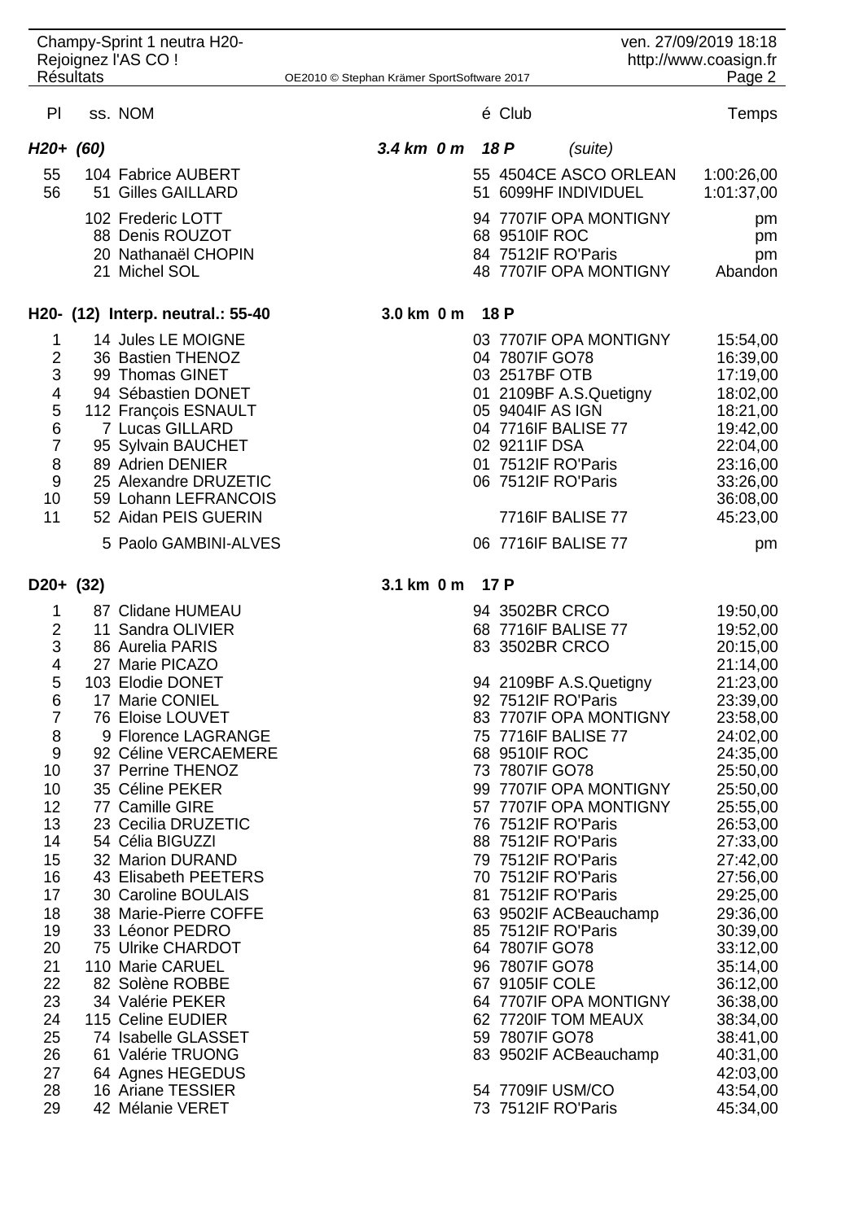| Pl | ss. NOM | é | Club | Temps |
|---|---|---|---|---|
| ***H20+ (60)*** | ***3.4 km 0 m 18 P*** | | *(suite)* | |
| 55 | 104 Fabrice AUBERT | 55 | 4504CE ASCO ORLEAN | 1:00:26,00 |
| 56 | 51 Gilles GAILLARD | 51 | 6099HF INDIVIDUEL | 1:01:37,00 |
| | 102 Frederic LOTT | 94 | 7707IF OPA MONTIGNY | pm |
| | 88 Denis ROUZOT | 68 | 9510IF ROC | pm |
| | 20 Nathanaël CHOPIN | 84 | 7512IF RO'Paris | pm |
| | 21 Michel SOL | 48 | 7707IF OPA MONTIGNY | Abandon |

| Pl | ss. NOM | é | Club | Temps |
|---|---|---|---|---|
| **H20- (12) Interp. neutral.: 55-40** | **3.0 km 0 m 18 P** | | | |
| 1 | 14 Jules LE MOIGNE | 03 | 7707IF OPA MONTIGNY | 15:54,00 |
| 2 | 36 Bastien THENOZ | 04 | 7807IF GO78 | 16:39,00 |
| 3 | 99 Thomas GINET | 03 | 2517BF OTB | 17:19,00 |
| 4 | 94 Sébastien DONET | 01 | 2109BF A.S.Quetigny | 18:02,00 |
| 5 | 112 François ESNAULT | 05 | 9404IF AS IGN | 18:21,00 |
| 6 | 7 Lucas GILLARD | 04 | 7716IF BALISE 77 | 19:42,00 |
| 7 | 95 Sylvain BAUCHET | 02 | 9211IF DSA | 22:04,00 |
| 8 | 89 Adrien DENIER | 01 | 7512IF RO'Paris | 23:16,00 |
| 9 | 25 Alexandre DRUZETIC | 06 | 7512IF RO'Paris | 33:26,00 |
| 10 | 59 Lohann LEFRANCOIS | | | 36:08,00 |
| 11 | 52 Aidan PEIS GUERIN | | 7716IF BALISE 77 | 45:23,00 |
| | 5 Paolo GAMBINI-ALVES | 06 | 7716IF BALISE 77 | pm |

| Pl | ss. NOM | é | Club | Temps |
|---|---|---|---|---|
| **D20+ (32)** | **3.1 km 0 m 17 P** | | | |
| 1 | 87 Clidane HUMEAU | 94 | 3502BR CRCO | 19:50,00 |
| 2 | 11 Sandra OLIVIER | 68 | 7716IF BALISE 77 | 19:52,00 |
| 3 | 86 Aurelia PARIS | 83 | 3502BR CRCO | 20:15,00 |
| 4 | 27 Marie PICAZO | | | 21:14,00 |
| 5 | 103 Elodie DONET | 94 | 2109BF A.S.Quetigny | 21:23,00 |
| 6 | 17 Marie CONIEL | 92 | 7512IF RO'Paris | 23:39,00 |
| 7 | 76 Eloise LOUVET | 83 | 7707IF OPA MONTIGNY | 23:58,00 |
| 8 | 9 Florence LAGRANGE | 75 | 7716IF BALISE 77 | 24:02,00 |
| 9 | 92 Céline VERCAEMERE | 68 | 9510IF ROC | 24:35,00 |
| 10 | 37 Perrine THENOZ | 73 | 7807IF GO78 | 25:50,00 |
| 10 | 35 Céline PEKER | 99 | 7707IF OPA MONTIGNY | 25:50,00 |
| 12 | 77 Camille GIRE | 57 | 7707IF OPA MONTIGNY | 25:55,00 |
| 13 | 23 Cecilia DRUZETIC | 76 | 7512IF RO'Paris | 26:53,00 |
| 14 | 54 Célia BIGUZZI | 88 | 7512IF RO'Paris | 27:33,00 |
| 15 | 32 Marion DURAND | 79 | 7512IF RO'Paris | 27:42,00 |
| 16 | 43 Elisabeth PEETERS | 70 | 7512IF RO'Paris | 27:56,00 |
| 17 | 30 Caroline BOULAIS | 81 | 7512IF RO'Paris | 29:25,00 |
| 18 | 38 Marie-Pierre COFFE | 63 | 9502IF ACBeauchamp | 29:36,00 |
| 19 | 33 Léonor PEDRO | 85 | 7512IF RO'Paris | 30:39,00 |
| 20 | 75 Ulrike CHARDOT | 64 | 7807IF GO78 | 33:12,00 |
| 21 | 110 Marie CARUEL | 96 | 7807IF GO78 | 35:14,00 |
| 22 | 82 Solène ROBBE | 67 | 9105IF COLE | 36:12,00 |
| 23 | 34 Valérie PEKER | 64 | 7707IF OPA MONTIGNY | 36:38,00 |
| 24 | 115 Celine EUDIER | 62 | 7720IF TOM MEAUX | 38:34,00 |
| 25 | 74 Isabelle GLASSET | 59 | 7807IF GO78 | 38:41,00 |
| 26 | 61 Valérie TRUONG | 83 | 9502IF ACBeauchamp | 40:31,00 |
| 27 | 64 Agnes HEGEDUS | | | 42:03,00 |
| 28 | 16 Ariane TESSIER | 54 | 7709IF USM/CO | 43:54,00 |
| 29 | 42 Mélanie VERET | 73 | 7512IF RO'Paris | 45:34,00 |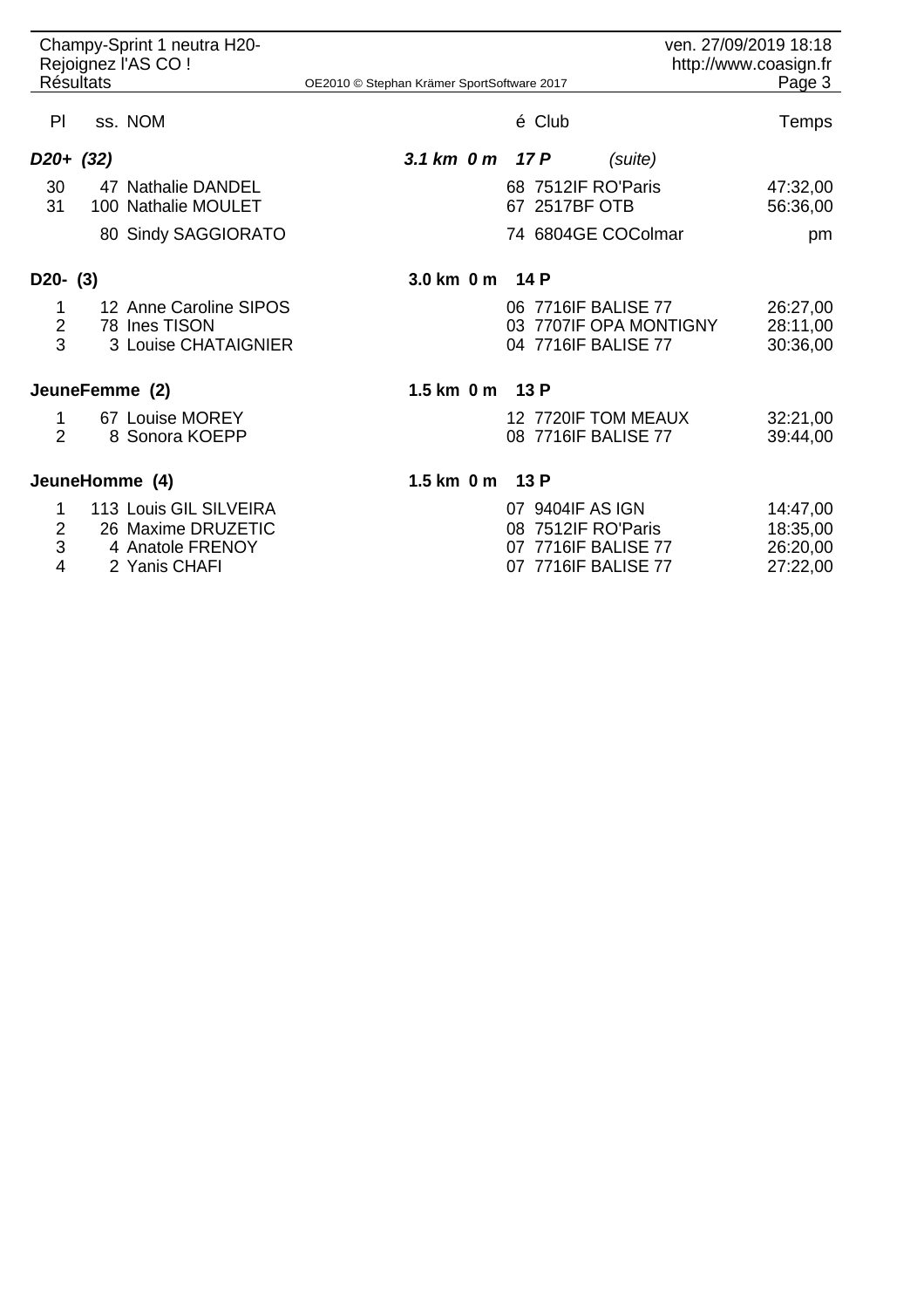| Pl | ss. | NOM | é | Club | Temps |
|---|---|---|---|---|---|
| ***D20+ (32)*** | | ***3.1 km 0 m 17 P*** | | *(suite)* | |
| 30 | 47 | Nathalie DANDEL | 68 | 7512IF RO'Paris | 47:32,00 |
| 31 | 100 | Nathalie MOULET | 67 | 2517BF OTB | 56:36,00 |
| | 80 | Sindy SAGGIORATO | 74 | 6804GE COColmar | pm |
| **D20- (3)** | | **3.0 km 0 m 14 P** | | | |
| 1 | 12 | Anne Caroline SIPOS | 06 | 7716IF BALISE 77 | 26:27,00 |
| 2 | 78 | Ines TISON | 03 | 7707IF OPA MONTIGNY | 28:11,00 |
| 3 | 3 | Louise CHATAIGNIER | 04 | 7716IF BALISE 77 | 30:36,00 |
| **JeuneFemme (2)** | | **1.5 km 0 m 13 P** | | | |
| 1 | 67 | Louise MOREY | 12 | 7720IF TOM MEAUX | 32:21,00 |
| 2 | 8 | Sonora KOEPP | 08 | 7716IF BALISE 77 | 39:44,00 |
| **JeuneHomme (4)** | | **1.5 km 0 m 13 P** | | | |
| 1 | 113 | Louis GIL SILVEIRA | 07 | 9404IF AS IGN | 14:47,00 |
| 2 | 26 | Maxime DRUZETIC | 08 | 7512IF RO'Paris | 18:35,00 |
| 3 | 4 | Anatole FRENOY | 07 | 7716IF BALISE 77 | 26:20,00 |
| 4 | 2 | Yanis CHAFI | 07 | 7716IF BALISE 77 | 27:22,00 |